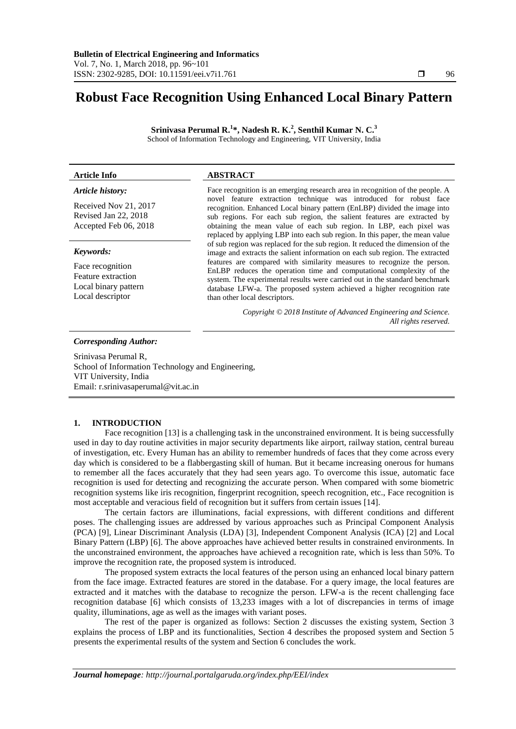# Robust Face Recognition Using Enhanced Local Binary Pattern

**Srinivasa Perumal R.[1]*, Nadesh R. K.[2], Senthil Kumar N. C.[3]**

School of Information Technology and Engineering, VIT University, India

**Article Info**

*Article history:*

Received Nov 21, 2017
Revised Jan 22, 2018
Accepted Feb 06, 2018

*Keywords:*

Face recognition
Feature extraction
Local binary pattern
Local descriptor

**ABSTRACT**

Face recognition is an emerging research area in recognition of the people. A novel feature extraction technique was introduced for robust face recognition. Enhanced Local binary pattern (EnLBP) divided the image into sub regions. For each sub region, the salient features are extracted by obtaining the mean value of each sub region. In LBP, each pixel was replaced by applying LBP into each sub region. In this paper, the mean value of sub region was replaced for the sub region. It reduced the dimension of the image and extracts the salient information on each sub region. The extracted features are compared with similarity measures to recognize the person. EnLBP reduces the operation time and computational complexity of the system. The experimental results were carried out in the standard benchmark database LFW-a. The proposed system achieved a higher recognition rate than other local descriptors.

*Copyright © 2018 Institute of Advanced Engineering and Science. All rights reserved.*

***Corresponding Author:***

Srinivasa Perumal R,
School of Information Technology and Engineering,
VIT University, India
Email: r.srinivasaperumal@vit.ac.in

## 1. INTRODUCTION

Face recognition [13] is a challenging task in the unconstrained environment. It is being successfully used in day to day routine activities in major security departments like airport, railway station, central bureau of investigation, etc. Every Human has an ability to remember hundreds of faces that they come across every day which is considered to be a flabbergasting skill of human. But it became increasing onerous for humans to remember all the faces accurately that they had seen years ago. To overcome this issue, automatic face recognition is used for detecting and recognizing the accurate person. When compared with some biometric recognition systems like iris recognition, fingerprint recognition, speech recognition, etc., Face recognition is most acceptable and veracious field of recognition but it suffers from certain issues [14].

The certain factors are illuminations, facial expressions, with different conditions and different poses. The challenging issues are addressed by various approaches such as Principal Component Analysis (PCA) [9], Linear Discriminant Analysis (LDA) [3], Independent Component Analysis (ICA) [2] and Local Binary Pattern (LBP) [6]. The above approaches have achieved better results in constrained environments. In the unconstrained environment, the approaches have achieved a recognition rate, which is less than 50%. To improve the recognition rate, the proposed system is introduced.

The proposed system extracts the local features of the person using an enhanced local binary pattern from the face image. Extracted features are stored in the database. For a query image, the local features are extracted and it matches with the database to recognize the person. LFW-a is the recent challenging face recognition database [6] which consists of 13,233 images with a lot of discrepancies in terms of image quality, illuminations, age as well as the images with variant poses.

The rest of the paper is organized as follows: Section 2 discusses the existing system, Section 3 explains the process of LBP and its functionalities, Section 4 describes the proposed system and Section 5 presents the experimental results of the system and Section 6 concludes the work.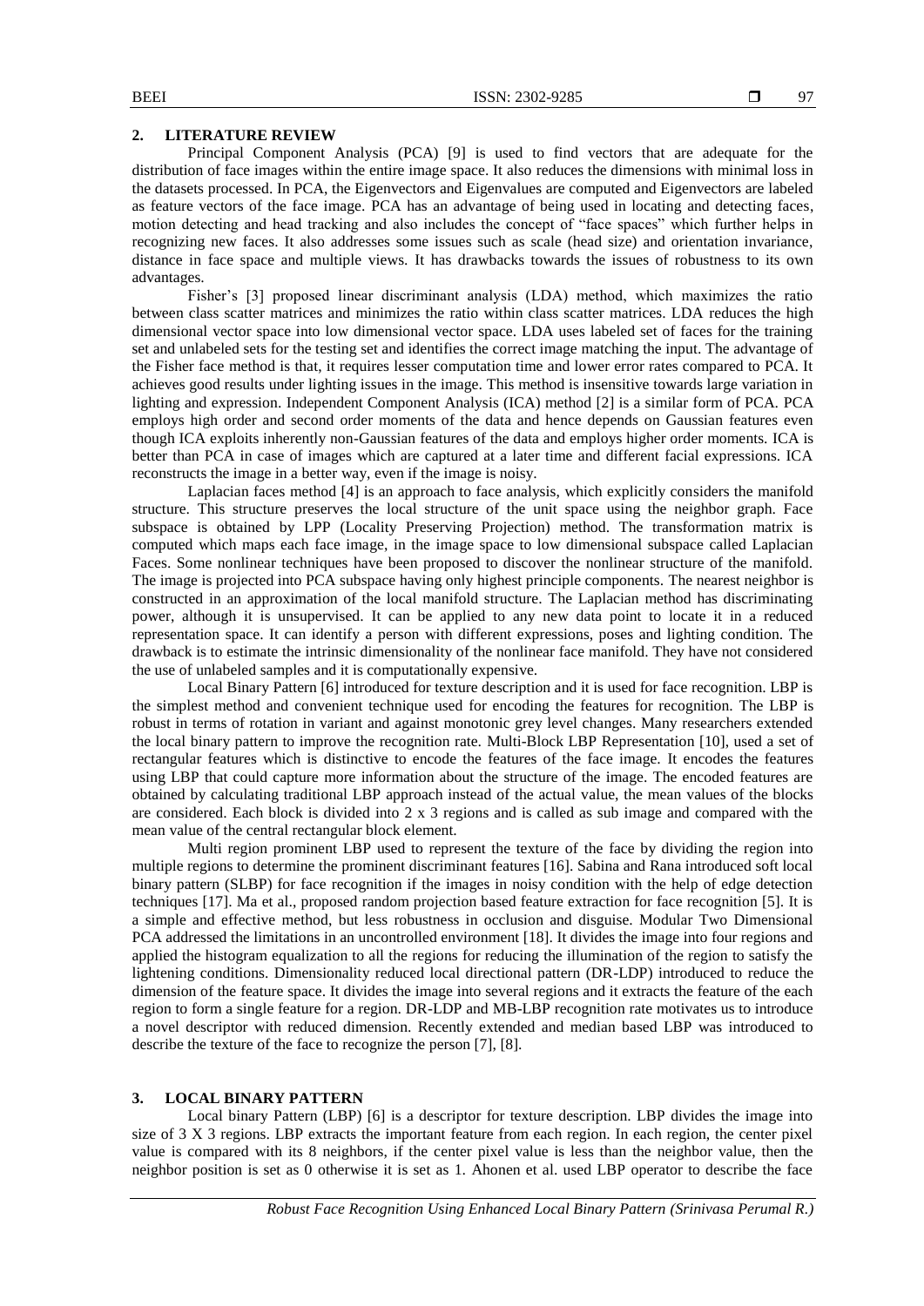## 2. LITERATURE REVIEW

Principal Component Analysis (PCA) [9] is used to find vectors that are adequate for the distribution of face images within the entire image space. It also reduces the dimensions with minimal loss in the datasets processed. In PCA, the Eigenvectors and Eigenvalues are computed and Eigenvectors are labeled as feature vectors of the face image. PCA has an advantage of being used in locating and detecting faces, motion detecting and head tracking and also includes the concept of "face spaces" which further helps in recognizing new faces. It also addresses some issues such as scale (head size) and orientation invariance, distance in face space and multiple views. It has drawbacks towards the issues of robustness to its own advantages.

Fisher's [3] proposed linear discriminant analysis (LDA) method, which maximizes the ratio between class scatter matrices and minimizes the ratio within class scatter matrices. LDA reduces the high dimensional vector space into low dimensional vector space. LDA uses labeled set of faces for the training set and unlabeled sets for the testing set and identifies the correct image matching the input. The advantage of the Fisher face method is that, it requires lesser computation time and lower error rates compared to PCA. It achieves good results under lighting issues in the image. This method is insensitive towards large variation in lighting and expression. Independent Component Analysis (ICA) method [2] is a similar form of PCA. PCA employs high order and second order moments of the data and hence depends on Gaussian features even though ICA exploits inherently non-Gaussian features of the data and employs higher order moments. ICA is better than PCA in case of images which are captured at a later time and different facial expressions. ICA reconstructs the image in a better way, even if the image is noisy.

Laplacian faces method [4] is an approach to face analysis, which explicitly considers the manifold structure. This structure preserves the local structure of the unit space using the neighbor graph. Face subspace is obtained by LPP (Locality Preserving Projection) method. The transformation matrix is computed which maps each face image, in the image space to low dimensional subspace called Laplacian Faces. Some nonlinear techniques have been proposed to discover the nonlinear structure of the manifold. The image is projected into PCA subspace having only highest principle components. The nearest neighbor is constructed in an approximation of the local manifold structure. The Laplacian method has discriminating power, although it is unsupervised. It can be applied to any new data point to locate it in a reduced representation space. It can identify a person with different expressions, poses and lighting condition. The drawback is to estimate the intrinsic dimensionality of the nonlinear face manifold. They have not considered the use of unlabeled samples and it is computationally expensive.

Local Binary Pattern [6] introduced for texture description and it is used for face recognition. LBP is the simplest method and convenient technique used for encoding the features for recognition. The LBP is robust in terms of rotation in variant and against monotonic grey level changes. Many researchers extended the local binary pattern to improve the recognition rate. Multi-Block LBP Representation [10], used a set of rectangular features which is distinctive to encode the features of the face image. It encodes the features using LBP that could capture more information about the structure of the image. The encoded features are obtained by calculating traditional LBP approach instead of the actual value, the mean values of the blocks are considered. Each block is divided into 2 x 3 regions and is called as sub image and compared with the mean value of the central rectangular block element.

Multi region prominent LBP used to represent the texture of the face by dividing the region into multiple regions to determine the prominent discriminant features [16]. Sabina and Rana introduced soft local binary pattern (SLBP) for face recognition if the images in noisy condition with the help of edge detection techniques [17]. Ma et al., proposed random projection based feature extraction for face recognition [5]. It is a simple and effective method, but less robustness in occlusion and disguise. Modular Two Dimensional PCA addressed the limitations in an uncontrolled environment [18]. It divides the image into four regions and applied the histogram equalization to all the regions for reducing the illumination of the region to satisfy the lightening conditions. Dimensionality reduced local directional pattern (DR-LDP) introduced to reduce the dimension of the feature space. It divides the image into several regions and it extracts the feature of the each region to form a single feature for a region. DR-LDP and MB-LBP recognition rate motivates us to introduce a novel descriptor with reduced dimension. Recently extended and median based LBP was introduced to describe the texture of the face to recognize the person [7], [8].

## 3. LOCAL BINARY PATTERN

Local binary Pattern (LBP) [6] is a descriptor for texture description. LBP divides the image into size of 3 X 3 regions. LBP extracts the important feature from each region. In each region, the center pixel value is compared with its 8 neighbors, if the center pixel value is less than the neighbor value, then the neighbor position is set as 0 otherwise it is set as 1. Ahonen et al. used LBP operator to describe the face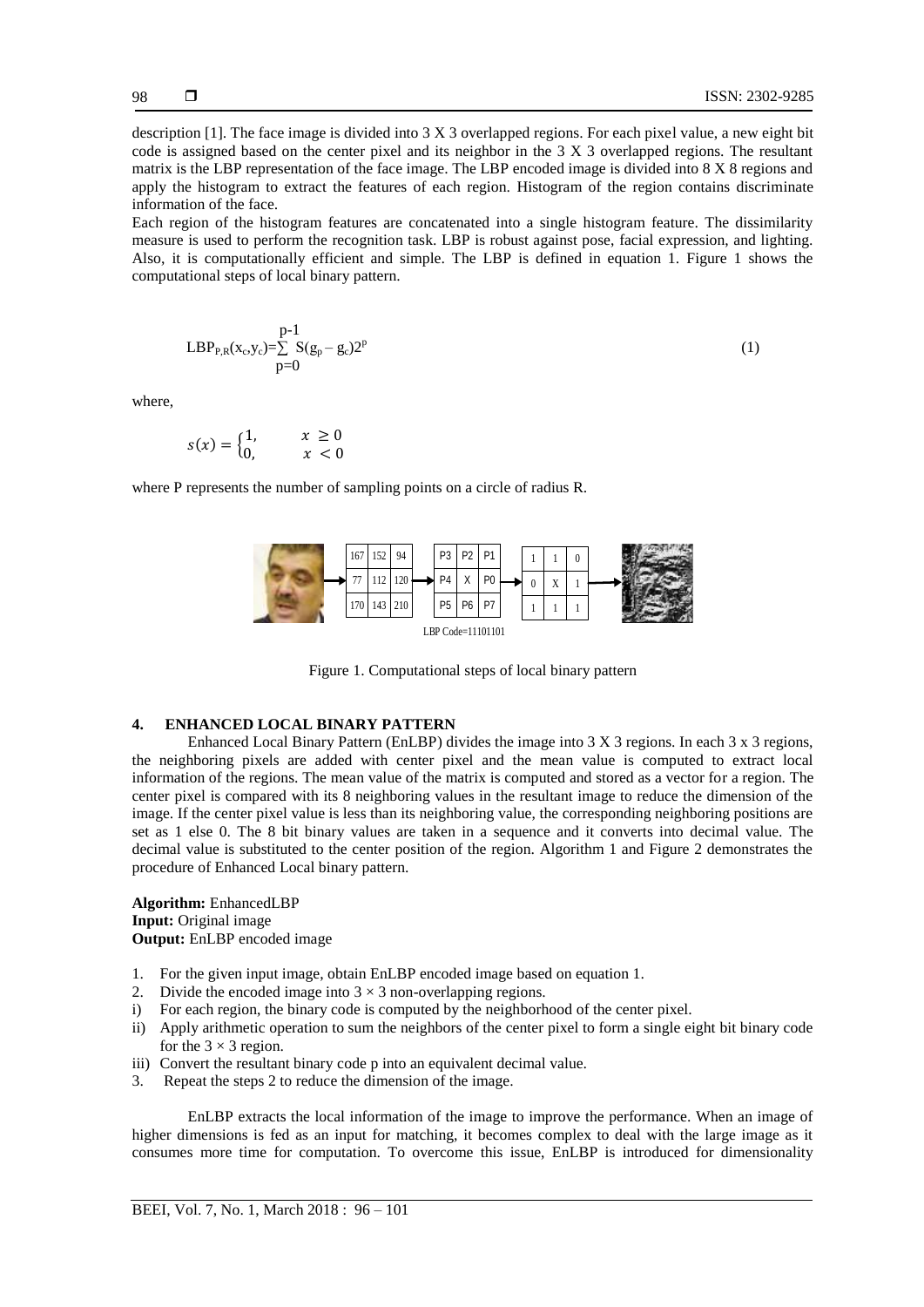description [1]. The face image is divided into 3 X 3 overlapped regions. For each pixel value, a new eight bit code is assigned based on the center pixel and its neighbor in the 3 X 3 overlapped regions. The resultant matrix is the LBP representation of the face image. The LBP encoded image is divided into 8 X 8 regions and apply the histogram to extract the features of each region. Histogram of the region contains discriminate information of the face.

Each region of the histogram features are concatenated into a single histogram feature. The dissimilarity measure is used to perform the recognition task. LBP is robust against pose, facial expression, and lighting. Also, it is computationally efficient and simple. The LBP is defined in equation 1. Figure 1 shows the computational steps of local binary pattern.

$$LBP_{P,R}(x_c,y_c)=\sum_{p=0}^{p-1} S(g_p - g_c)2^p \tag{1}$$

where,

$$s(x) = \begin{cases} 1, & x \geq 0 \\ 0, & x < 0 \end{cases}$$

where P represents the number of sampling points on a circle of radius R.

| 167 | 152 | 94 |
|---|---|---|
| 77 | 112 | 120 |
| 170 | 143 | 210 |

| P3 | P2 | P1 |
|---|---|---|
| P4 | X | P0 |
| P5 | P6 | P7 |

| 1 | 1 | 0 |
|---|---|---|
| 0 | X | 1 |
| 1 | 1 | 1 |

LBP Code=11101101

Figure 1. Computational steps of local binary pattern

## 4. ENHANCED LOCAL BINARY PATTERN

Enhanced Local Binary Pattern (EnLBP) divides the image into 3 X 3 regions. In each 3 x 3 regions, the neighboring pixels are added with center pixel and the mean value is computed to extract local information of the regions. The mean value of the matrix is computed and stored as a vector for a region. The center pixel is compared with its 8 neighboring values in the resultant image to reduce the dimension of the image. If the center pixel value is less than its neighboring value, the corresponding neighboring positions are set as 1 else 0. The 8 bit binary values are taken in a sequence and it converts into decimal value. The decimal value is substituted to the center position of the region. Algorithm 1 and Figure 2 demonstrates the procedure of Enhanced Local binary pattern.

**Algorithm:** EnhancedLBP
**Input:** Original image
**Output:** EnLBP encoded image

1. For the given input image, obtain EnLBP encoded image based on equation 1.
2. Divide the encoded image into $3 \times 3$ non-overlapping regions.
   i) For each region, the binary code is computed by the neighborhood of the center pixel.
   ii) Apply arithmetic operation to sum the neighbors of the center pixel to form a single eight bit binary code for the $3 \times 3$ region.
   iii) Convert the resultant binary code p into an equivalent decimal value.
3. Repeat the steps 2 to reduce the dimension of the image.

EnLBP extracts the local information of the image to improve the performance. When an image of higher dimensions is fed as an input for matching, it becomes complex to deal with the large image as it consumes more time for computation. To overcome this issue, EnLBP is introduced for dimensionality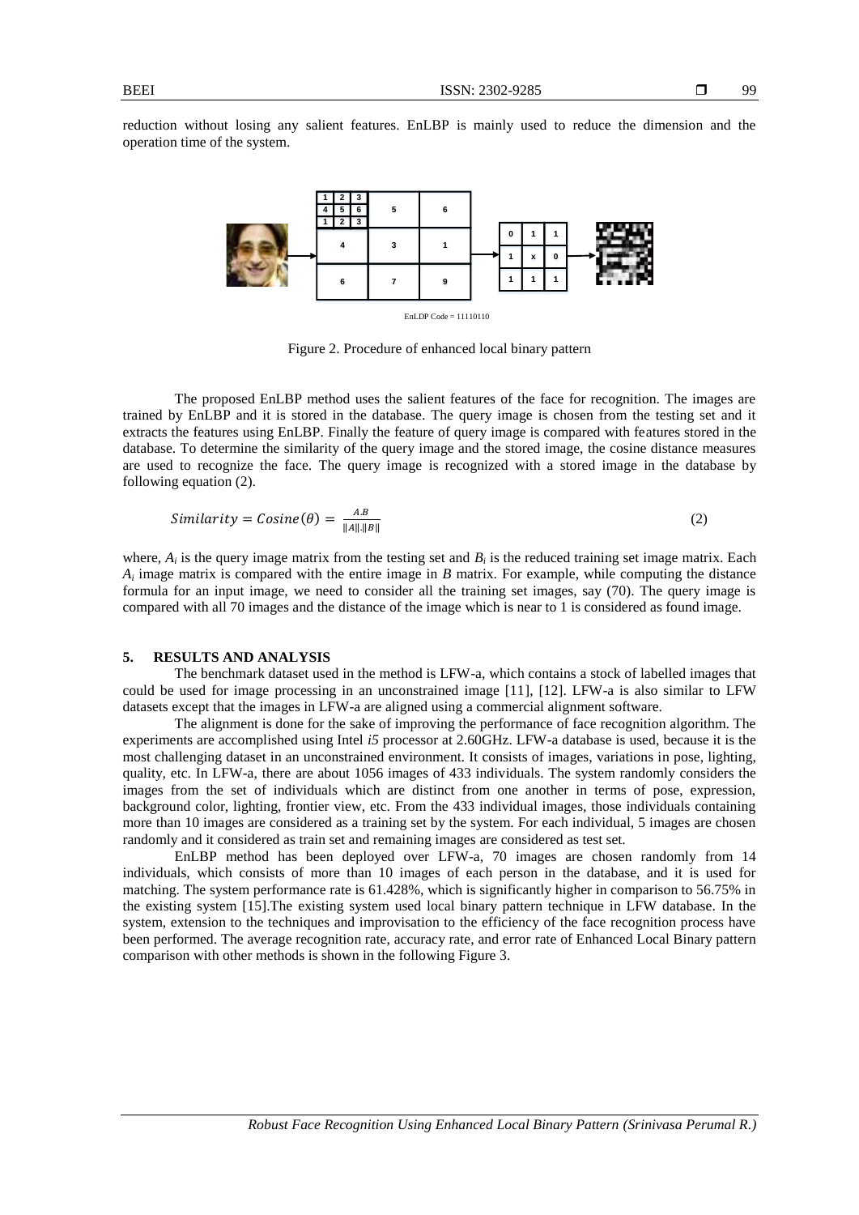reduction without losing any salient features. EnLBP is mainly used to reduce the dimension and the operation time of the system.

EnLDP Code = 11110110

Figure 2. Procedure of enhanced local binary pattern

The proposed EnLBP method uses the salient features of the face for recognition. The images are trained by EnLBP and it is stored in the database. The query image is chosen from the testing set and it extracts the features using EnLBP. Finally the feature of query image is compared with features stored in the database. To determine the similarity of the query image and the stored image, the cosine distance measures are used to recognize the face. The query image is recognized with a stored image in the database by following equation (2).

$$Similarity = Cosine(\theta) = \frac{A.B}{\|A\|.\|B\|} \tag{2}$$

where, $A_i$ is the query image matrix from the testing set and $B_i$ is the reduced training set image matrix. Each $A_i$ image matrix is compared with the entire image in $B$ matrix. For example, while computing the distance formula for an input image, we need to consider all the training set images, say (70). The query image is compared with all 70 images and the distance of the image which is near to 1 is considered as found image.

## 5. RESULTS AND ANALYSIS

The benchmark dataset used in the method is LFW-a, which contains a stock of labelled images that could be used for image processing in an unconstrained image [11], [12]. LFW-a is also similar to LFW datasets except that the images in LFW-a are aligned using a commercial alignment software.

The alignment is done for the sake of improving the performance of face recognition algorithm. The experiments are accomplished using Intel *i5* processor at 2.60GHz. LFW-a database is used, because it is the most challenging dataset in an unconstrained environment. It consists of images, variations in pose, lighting, quality, etc. In LFW-a, there are about 1056 images of 433 individuals. The system randomly considers the images from the set of individuals which are distinct from one another in terms of pose, expression, background color, lighting, frontier view, etc. From the 433 individual images, those individuals containing more than 10 images are considered as a training set by the system. For each individual, 5 images are chosen randomly and it considered as train set and remaining images are considered as test set.

EnLBP method has been deployed over LFW-a, 70 images are chosen randomly from 14 individuals, which consists of more than 10 images of each person in the database, and it is used for matching. The system performance rate is 61.428%, which is significantly higher in comparison to 56.75% in the existing system [15].The existing system used local binary pattern technique in LFW database. In the system, extension to the techniques and improvisation to the efficiency of the face recognition process have been performed. The average recognition rate, accuracy rate, and error rate of Enhanced Local Binary pattern comparison with other methods is shown in the following Figure 3.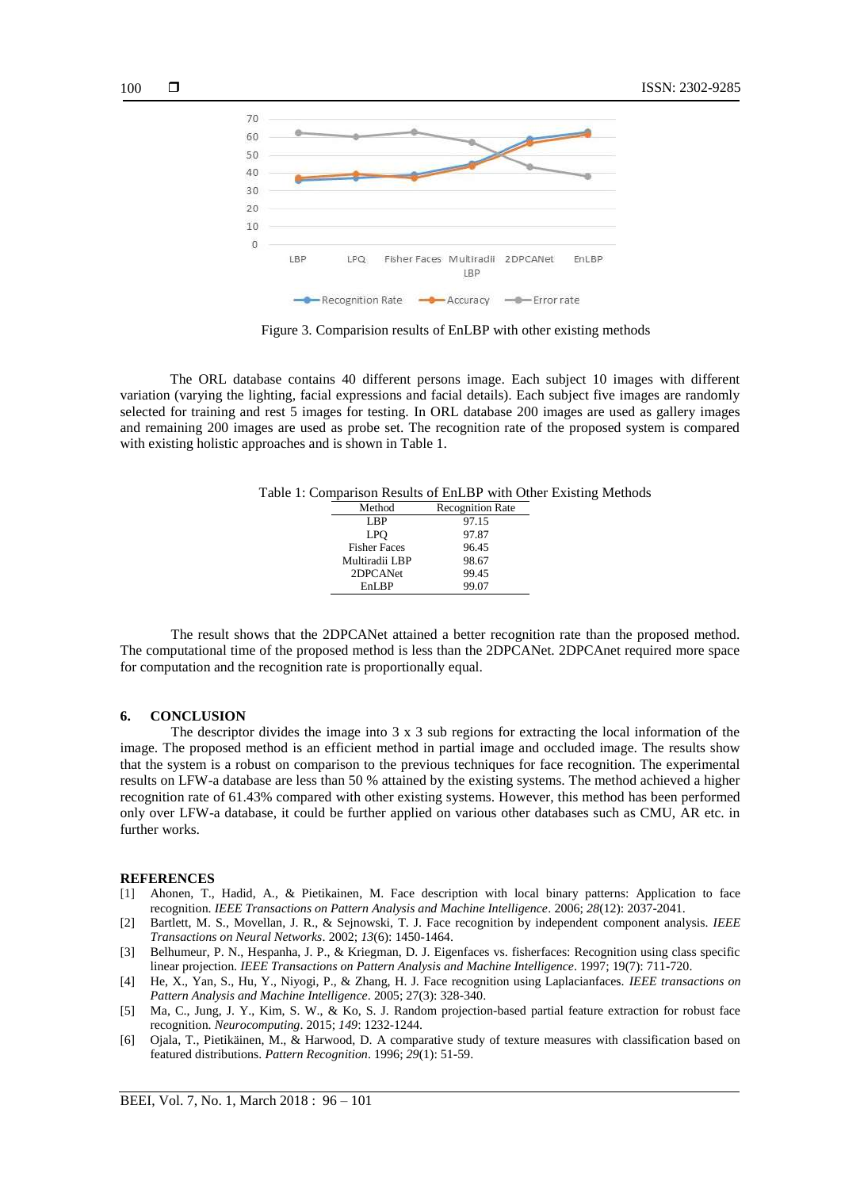Figure 3. Comparision results of EnLBP with other existing methods

The ORL database contains 40 different persons image. Each subject 10 images with different variation (varying the lighting, facial expressions and facial details). Each subject five images are randomly selected for training and rest 5 images for testing. In ORL database 200 images are used as gallery images and remaining 200 images are used as probe set. The recognition rate of the proposed system is compared with existing holistic approaches and is shown in Table 1.

Table 1: Comparison Results of EnLBP with Other Existing Methods

| Method | Recognition Rate |
|---|---|
| LBP | 97.15 |
| LPQ | 97.87 |
| Fisher Faces | 96.45 |
| Multiradii LBP | 98.67 |
| 2DPCANet | 99.45 |
| EnLBP | 99.07 |

The result shows that the 2DPCANet attained a better recognition rate than the proposed method. The computational time of the proposed method is less than the 2DPCANet. 2DPCAnet required more space for computation and the recognition rate is proportionally equal.

## 6. CONCLUSION

The descriptor divides the image into 3 x 3 sub regions for extracting the local information of the image. The proposed method is an efficient method in partial image and occluded image. The results show that the system is a robust on comparison to the previous techniques for face recognition. The experimental results on LFW-a database are less than 50 % attained by the existing systems. The method achieved a higher recognition rate of 61.43% compared with other existing systems. However, this method has been performed only over LFW-a database, it could be further applied on various other databases such as CMU, AR etc. in further works.

## REFERENCES

[1] Ahonen, T., Hadid, A., & Pietikainen, M. Face description with local binary patterns: Application to face recognition. *IEEE Transactions on Pattern Analysis and Machine Intelligence*. 2006; *28*(12): 2037-2041.

[2] Bartlett, M. S., Movellan, J. R., & Sejnowski, T. J. Face recognition by independent component analysis. *IEEE Transactions on Neural Networks*. 2002; *13*(6): 1450-1464.

[3] Belhumeur, P. N., Hespanha, J. P., & Kriegman, D. J. Eigenfaces vs. fisherfaces: Recognition using class specific linear projection. *IEEE Transactions on Pattern Analysis and Machine Intelligence*. 1997; 19(7): 711-720.

[4] He, X., Yan, S., Hu, Y., Niyogi, P., & Zhang, H. J. Face recognition using Laplacianfaces. *IEEE transactions on Pattern Analysis and Machine Intelligence*. 2005; 27(3): 328-340.

[5] Ma, C., Jung, J. Y., Kim, S. W., & Ko, S. J. Random projection-based partial feature extraction for robust face recognition. *Neurocomputing*. 2015; *149*: 1232-1244.

[6] Ojala, T., Pietikäinen, M., & Harwood, D. A comparative study of texture measures with classification based on featured distributions. *Pattern Recognition*. 1996; *29*(1): 51-59.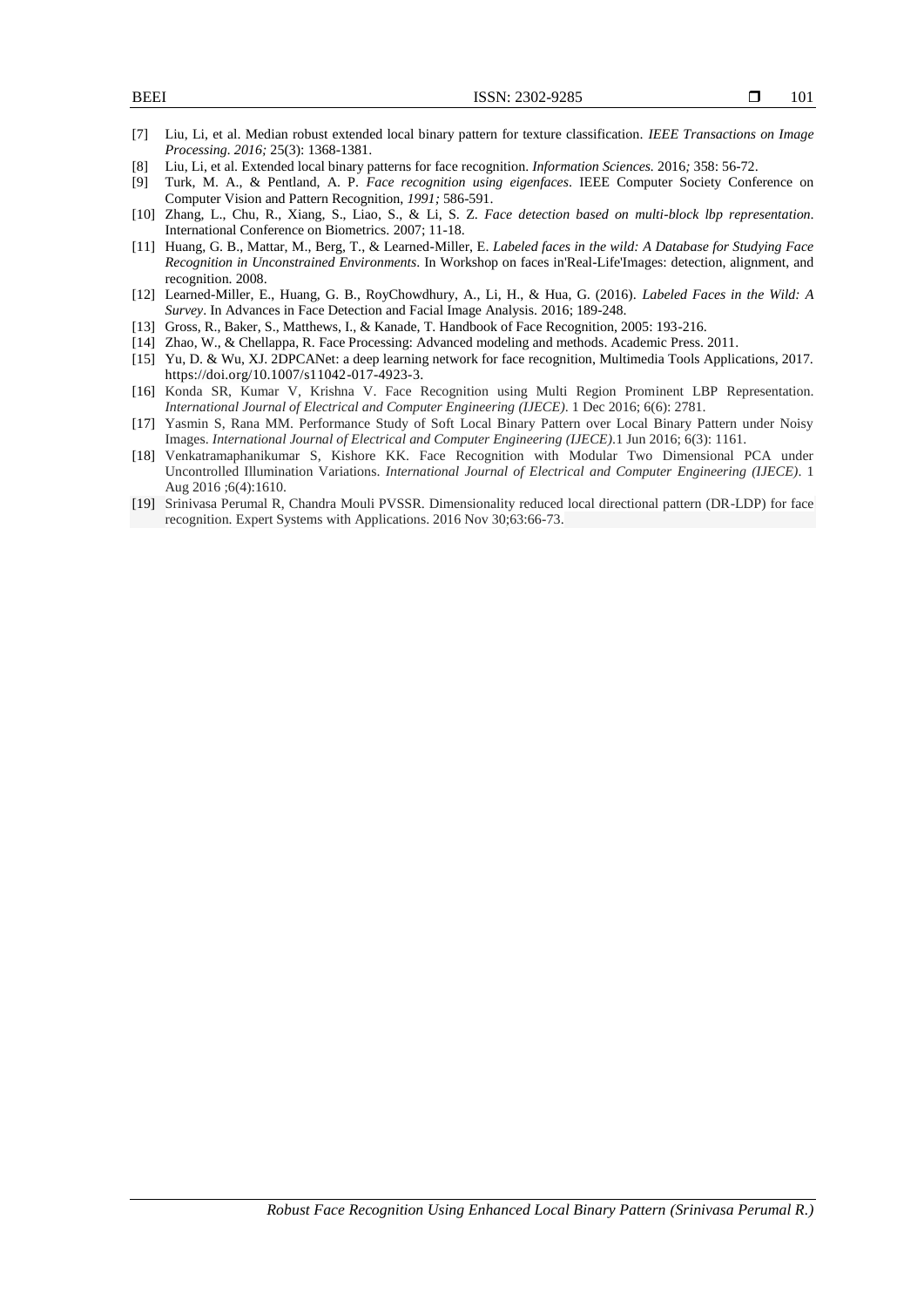[7] Liu, Li, et al. Median robust extended local binary pattern for texture classification. *IEEE Transactions on Image Processing. 2016;* 25(3): 1368-1381.

[8] Liu, Li, et al. Extended local binary patterns for face recognition. *Information Sciences.* 2016*;* 358: 56-72.

[9] Turk, M. A., & Pentland, A. P. *Face recognition using eigenfaces*. IEEE Computer Society Conference on Computer Vision and Pattern Recognition, *1991;* 586-591.

[10] Zhang, L., Chu, R., Xiang, S., Liao, S., & Li, S. Z. *Face detection based on multi-block lbp representation*. International Conference on Biometrics. 2007; 11-18.

[11] Huang, G. B., Mattar, M., Berg, T., & Learned-Miller, E. *Labeled faces in the wild: A Database for Studying Face Recognition in Unconstrained Environments*. In Workshop on faces in'Real-Life'Images: detection, alignment, and recognition. 2008.

[12] Learned-Miller, E., Huang, G. B., RoyChowdhury, A., Li, H., & Hua, G. (2016). *Labeled Faces in the Wild: A Survey*. In Advances in Face Detection and Facial Image Analysis. 2016; 189-248.

[13] Gross, R., Baker, S., Matthews, I., & Kanade, T. Handbook of Face Recognition, 2005: 193-216.

[14] Zhao, W., & Chellappa, R. Face Processing: Advanced modeling and methods. Academic Press. 2011.

[15] Yu, D. & Wu, XJ. 2DPCANet: a deep learning network for face recognition, Multimedia Tools Applications, 2017. https://doi.org/10.1007/s11042-017-4923-3.

[16] Konda SR, Kumar V, Krishna V. Face Recognition using Multi Region Prominent LBP Representation. *International Journal of Electrical and Computer Engineering (IJECE)*. 1 Dec 2016; 6(6): 2781.

[17] Yasmin S, Rana MM. Performance Study of Soft Local Binary Pattern over Local Binary Pattern under Noisy Images. *International Journal of Electrical and Computer Engineering (IJECE)*.1 Jun 2016; 6(3): 1161.

[18] Venkatramaphanikumar S, Kishore KK. Face Recognition with Modular Two Dimensional PCA under Uncontrolled Illumination Variations. *International Journal of Electrical and Computer Engineering (IJECE)*. 1 Aug 2016 ;6(4):1610.

[19] Srinivasa Perumal R, Chandra Mouli PVSSR. Dimensionality reduced local directional pattern (DR-LDP) for face recognition. Expert Systems with Applications. 2016 Nov 30;63:66-73.